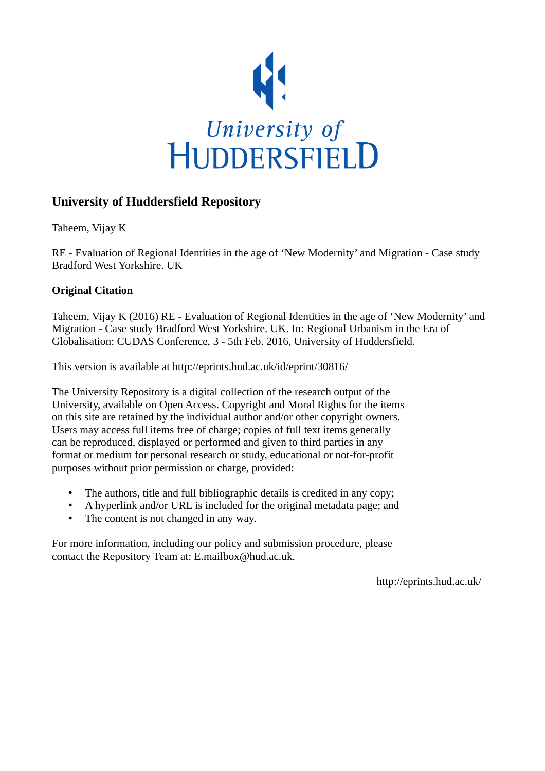University of
HUDDERSFIELD

## University of Huddersfield Repository

Taheem, Vijay K

RE - Evaluation of Regional Identities in the age of 'New Modernity' and Migration - Case study Bradford West Yorkshire. UK

### Original Citation

Taheem, Vijay K (2016) RE - Evaluation of Regional Identities in the age of 'New Modernity' and Migration - Case study Bradford West Yorkshire. UK. In: Regional Urbanism in the Era of Globalisation: CUDAS Conference, 3 - 5th Feb. 2016, University of Huddersfield.

This version is available at http://eprints.hud.ac.uk/id/eprint/30816/

The University Repository is a digital collection of the research output of the University, available on Open Access. Copyright and Moral Rights for the items on this site are retained by the individual author and/or other copyright owners. Users may access full items free of charge; copies of full text items generally can be reproduced, displayed or performed and given to third parties in any format or medium for personal research or study, educational or not-for-profit purposes without prior permission or charge, provided:

- The authors, title and full bibliographic details is credited in any copy;
- A hyperlink and/or URL is included for the original metadata page; and
- The content is not changed in any way.

For more information, including our policy and submission procedure, please contact the Repository Team at: E.mailbox@hud.ac.uk.

http://eprints.hud.ac.uk/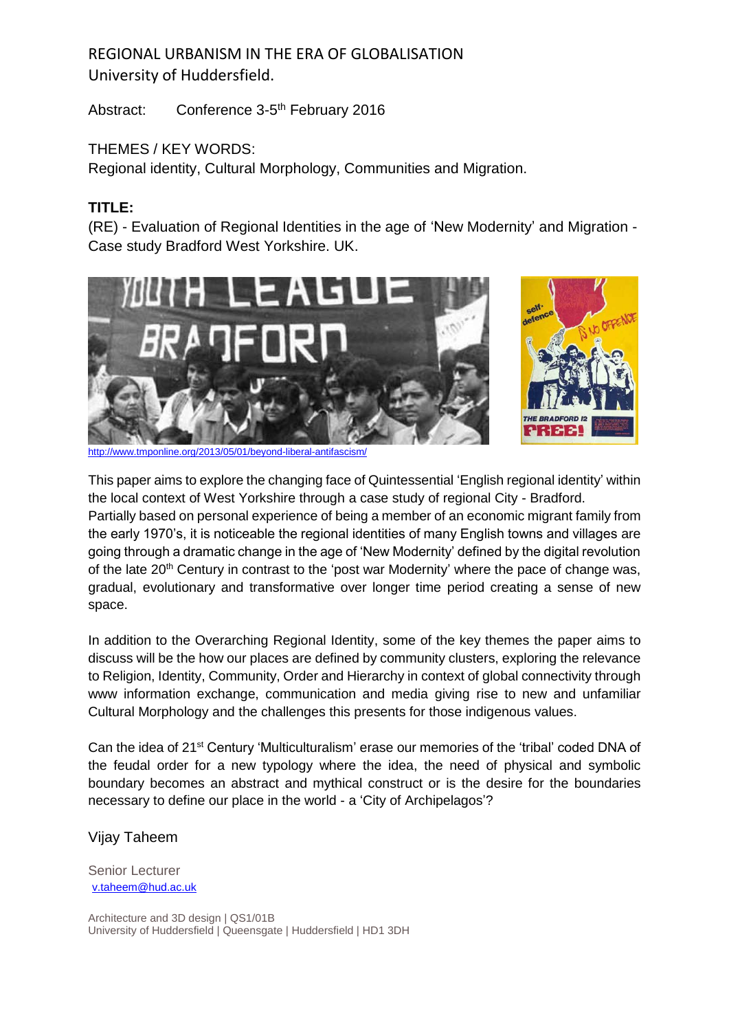REGIONAL URBANISM IN THE ERA OF GLOBALISATION
University of Huddersfield.

Abstract: Conference 3-5th February 2016

THEMES / KEY WORDS:
Regional identity, Cultural Morphology, Communities and Migration.

**TITLE:**
(RE) - Evaluation of Regional Identities in the age of 'New Modernity' and Migration - Case study Bradford West Yorkshire. UK.

http://www.tmponline.org/2013/05/01/beyond-liberal-antifascism/

This paper aims to explore the changing face of Quintessential 'English regional identity' within the local context of West Yorkshire through a case study of regional City - Bradford.
Partially based on personal experience of being a member of an economic migrant family from the early 1970's, it is noticeable the regional identities of many English towns and villages are going through a dramatic change in the age of 'New Modernity' defined by the digital revolution of the late 20th Century in contrast to the 'post war Modernity' where the pace of change was, gradual, evolutionary and transformative over longer time period creating a sense of new space.

In addition to the Overarching Regional Identity, some of the key themes the paper aims to discuss will be the how our places are defined by community clusters, exploring the relevance to Religion, Identity, Community, Order and Hierarchy in context of global connectivity through www information exchange, communication and media giving rise to new and unfamiliar Cultural Morphology and the challenges this presents for those indigenous values.

Can the idea of 21st Century 'Multiculturalism' erase our memories of the 'tribal' coded DNA of the feudal order for a new typology where the idea, the need of physical and symbolic boundary becomes an abstract and mythical construct or is the desire for the boundaries necessary to define our place in the world - a 'City of Archipelagos'?

Vijay Taheem

Senior Lecturer
v.taheem@hud.ac.uk

Architecture and 3D design | QS1/01B
University of Huddersfield | Queensgate | Huddersfield | HD1 3DH